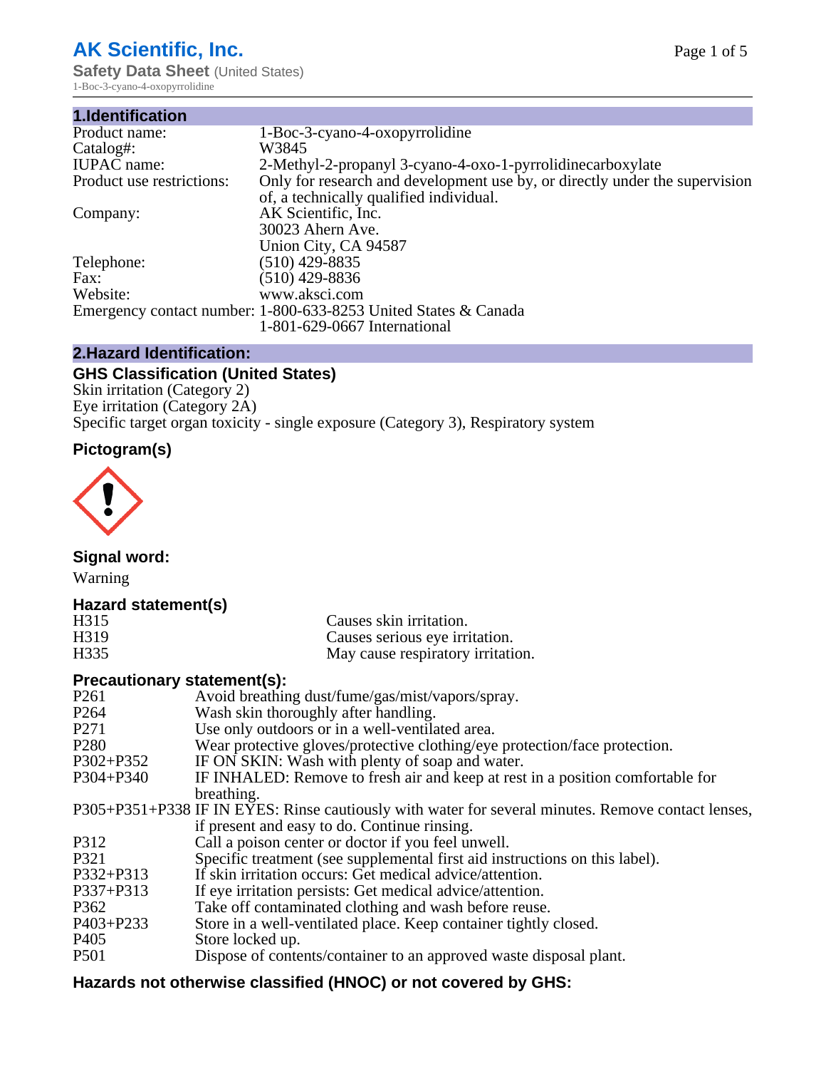# AK Scientific, Inc.

**Safety Data Sheet** (United States)

1-Boc-3-cyano-4-oxopyrrolidine

## 1.Identification

| | |
|---|---|
| Product name: | 1-Boc-3-cyano-4-oxopyrrolidine |
| Catalog#: | W3845 |
| IUPAC name: | 2-Methyl-2-propanyl 3-cyano-4-oxo-1-pyrrolidinecarboxylate |
| Product use restrictions: | Only for research and development use by, or directly under the supervision of, a technically qualified individual. |
| Company: | AK Scientific, Inc.<br>30023 Ahern Ave.<br>Union City, CA 94587 |
| Telephone: | (510) 429-8835 |
| Fax: | (510) 429-8836 |
| Website: | www.aksci.com |
| Emergency contact number: | 1-800-633-8253 United States & Canada<br>1-801-629-0667 International |

## 2.Hazard Identification:

### GHS Classification (United States)

Skin irritation (Category 2)
Eye irritation (Category 2A)
Specific target organ toxicity - single exposure (Category 3), Respiratory system

### Pictogram(s)

### Signal word:

Warning

### Hazard statement(s)

| | |
|---|---|
| H315 | Causes skin irritation. |
| H319 | Causes serious eye irritation. |
| H335 | May cause respiratory irritation. |

### Precautionary statement(s):

| | |
|---|---|
| P261 | Avoid breathing dust/fume/gas/mist/vapors/spray. |
| P264 | Wash skin thoroughly after handling. |
| P271 | Use only outdoors or in a well-ventilated area. |
| P280 | Wear protective gloves/protective clothing/eye protection/face protection. |
| P302+P352 | IF ON SKIN: Wash with plenty of soap and water. |
| P304+P340 | IF INHALED: Remove to fresh air and keep at rest in a position comfortable for breathing. |
| P305+P351+P338 | IF IN EYES: Rinse cautiously with water for several minutes. Remove contact lenses, if present and easy to do. Continue rinsing. |
| P312 | Call a poison center or doctor if you feel unwell. |
| P321 | Specific treatment (see supplemental first aid instructions on this label). |
| P332+P313 | If skin irritation occurs: Get medical advice/attention. |
| P337+P313 | If eye irritation persists: Get medical advice/attention. |
| P362 | Take off contaminated clothing and wash before reuse. |
| P403+P233 | Store in a well-ventilated place. Keep container tightly closed. |
| P405 | Store locked up. |
| P501 | Dispose of contents/container to an approved waste disposal plant. |

### Hazards not otherwise classified (HNOC) or not covered by GHS: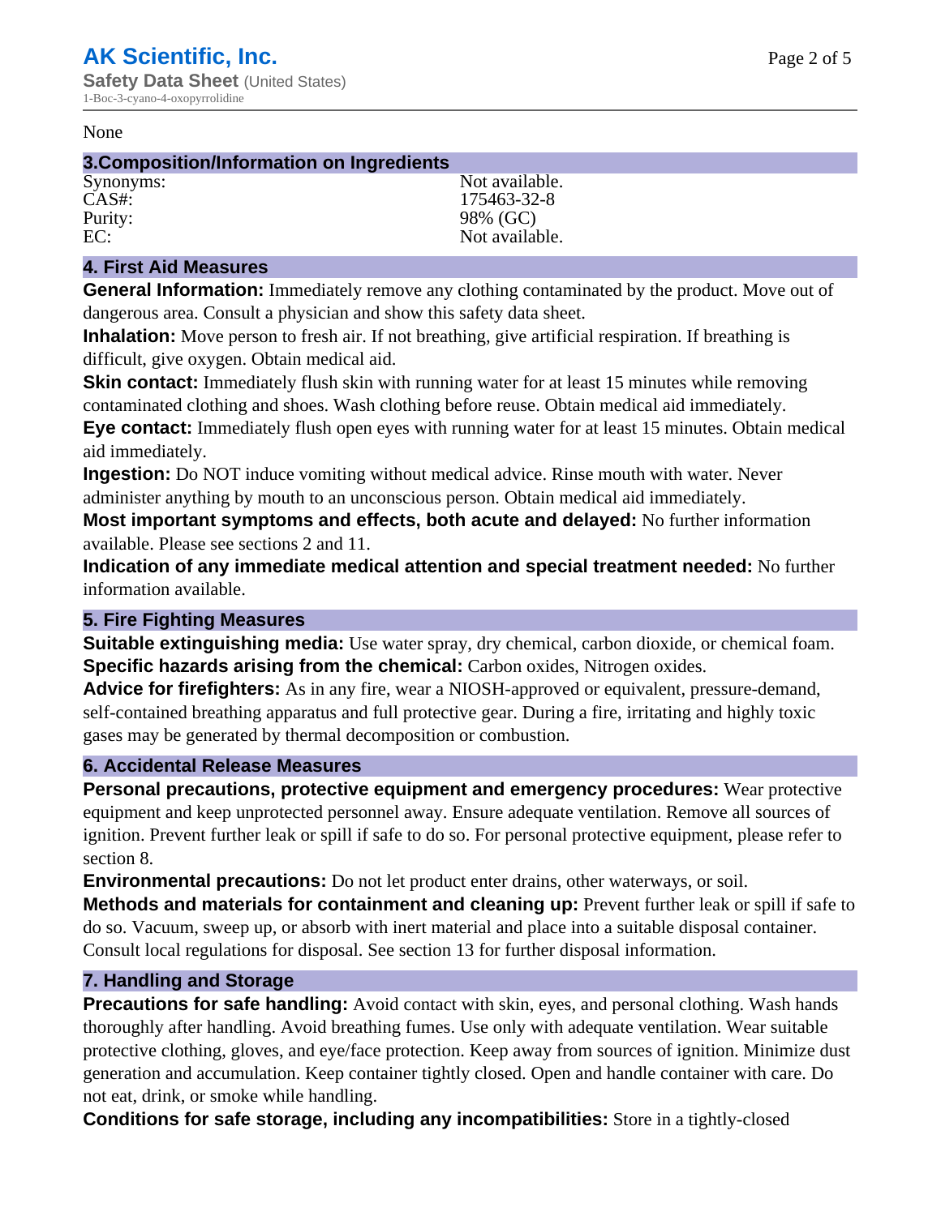None

## 3.Composition/Information on Ingredients

| | |
|---|---|
| Synonyms: | Not available. |
| CAS#: | 175463-32-8 |
| Purity: | 98% (GC) |
| EC: | Not available. |

## 4. First Aid Measures

**General Information:** Immediately remove any clothing contaminated by the product. Move out of dangerous area. Consult a physician and show this safety data sheet.

**Inhalation:** Move person to fresh air. If not breathing, give artificial respiration. If breathing is difficult, give oxygen. Obtain medical aid.

**Skin contact:** Immediately flush skin with running water for at least 15 minutes while removing contaminated clothing and shoes. Wash clothing before reuse. Obtain medical aid immediately.

**Eye contact:** Immediately flush open eyes with running water for at least 15 minutes. Obtain medical aid immediately.

**Ingestion:** Do NOT induce vomiting without medical advice. Rinse mouth with water. Never administer anything by mouth to an unconscious person. Obtain medical aid immediately.

**Most important symptoms and effects, both acute and delayed:** No further information available. Please see sections 2 and 11.

**Indication of any immediate medical attention and special treatment needed:** No further information available.

## 5. Fire Fighting Measures

**Suitable extinguishing media:** Use water spray, dry chemical, carbon dioxide, or chemical foam.

**Specific hazards arising from the chemical:** Carbon oxides, Nitrogen oxides.

**Advice for firefighters:** As in any fire, wear a NIOSH-approved or equivalent, pressure-demand, self-contained breathing apparatus and full protective gear. During a fire, irritating and highly toxic gases may be generated by thermal decomposition or combustion.

## 6. Accidental Release Measures

**Personal precautions, protective equipment and emergency procedures:** Wear protective equipment and keep unprotected personnel away. Ensure adequate ventilation. Remove all sources of ignition. Prevent further leak or spill if safe to do so. For personal protective equipment, please refer to section 8.

**Environmental precautions:** Do not let product enter drains, other waterways, or soil.

**Methods and materials for containment and cleaning up:** Prevent further leak or spill if safe to do so. Vacuum, sweep up, or absorb with inert material and place into a suitable disposal container. Consult local regulations for disposal. See section 13 for further disposal information.

## 7. Handling and Storage

**Precautions for safe handling:** Avoid contact with skin, eyes, and personal clothing. Wash hands thoroughly after handling. Avoid breathing fumes. Use only with adequate ventilation. Wear suitable protective clothing, gloves, and eye/face protection. Keep away from sources of ignition. Minimize dust generation and accumulation. Keep container tightly closed. Open and handle container with care. Do not eat, drink, or smoke while handling.

**Conditions for safe storage, including any incompatibilities:** Store in a tightly-closed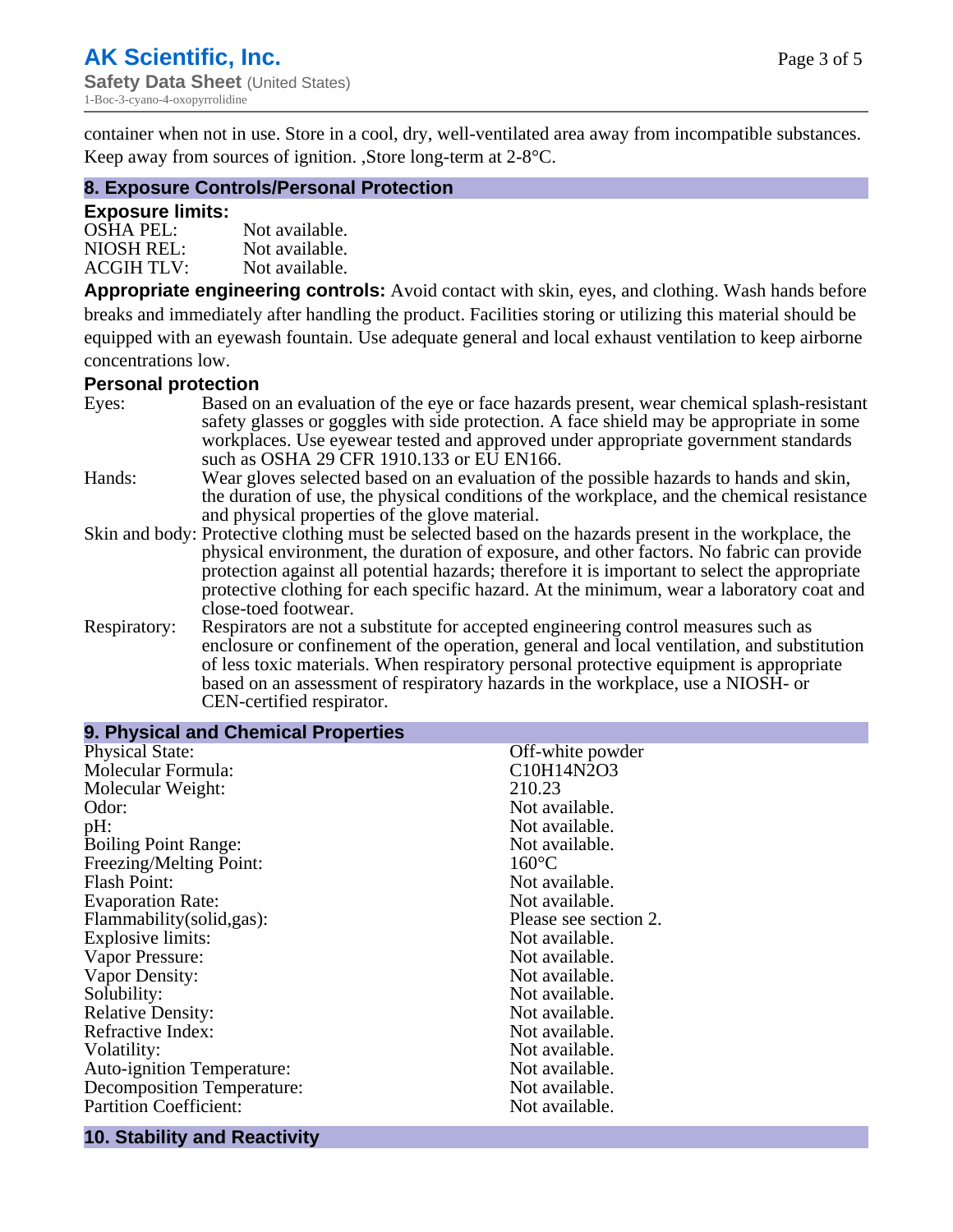container when not in use. Store in a cool, dry, well-ventilated area away from incompatible substances. Keep away from sources of ignition. ,Store long-term at 2-8°C.

## 8. Exposure Controls/Personal Protection

### Exposure limits:

| | |
|---|---|
| OSHA PEL: | Not available. |
| NIOSH REL: | Not available. |
| ACGIH TLV: | Not available. |

**Appropriate engineering controls:** Avoid contact with skin, eyes, and clothing. Wash hands before breaks and immediately after handling the product. Facilities storing or utilizing this material should be equipped with an eyewash fountain. Use adequate general and local exhaust ventilation to keep airborne concentrations low.

### Personal protection

| | |
|---|---|
| Eyes: | Based on an evaluation of the eye or face hazards present, wear chemical splash-resistant safety glasses or goggles with side protection. A face shield may be appropriate in some workplaces. Use eyewear tested and approved under appropriate government standards such as OSHA 29 CFR 1910.133 or EU EN166. |
| Hands: | Wear gloves selected based on an evaluation of the possible hazards to hands and skin, the duration of use, the physical conditions of the workplace, and the chemical resistance and physical properties of the glove material. |
| Skin and body: | Protective clothing must be selected based on the hazards present in the workplace, the physical environment, the duration of exposure, and other factors. No fabric can provide protection against all potential hazards; therefore it is important to select the appropriate protective clothing for each specific hazard. At the minimum, wear a laboratory coat and close-toed footwear. |
| Respiratory: | Respirators are not a substitute for accepted engineering control measures such as enclosure or confinement of the operation, general and local ventilation, and substitution of less toxic materials. When respiratory personal protective equipment is appropriate based on an assessment of respiratory hazards in the workplace, use a NIOSH- or CEN-certified respirator. |

## 9. Physical and Chemical Properties

| | |
|---|---|
| Physical State: | Off-white powder |
| Molecular Formula: | $C_{10}H_{14}N_2O_3$ |
| Molecular Weight: | 210.23 |
| Odor: | Not available. |
| pH: | Not available. |
| Boiling Point Range: | Not available. |
| Freezing/Melting Point: | 160°C |
| Flash Point: | Not available. |
| Evaporation Rate: | Not available. |
| Flammability(solid,gas): | Please see section 2. |
| Explosive limits: | Not available. |
| Vapor Pressure: | Not available. |
| Vapor Density: | Not available. |
| Solubility: | Not available. |
| Relative Density: | Not available. |
| Refractive Index: | Not available. |
| Volatility: | Not available. |
| Auto-ignition Temperature: | Not available. |
| Decomposition Temperature: | Not available. |
| Partition Coefficient: | Not available. |

## 10. Stability and Reactivity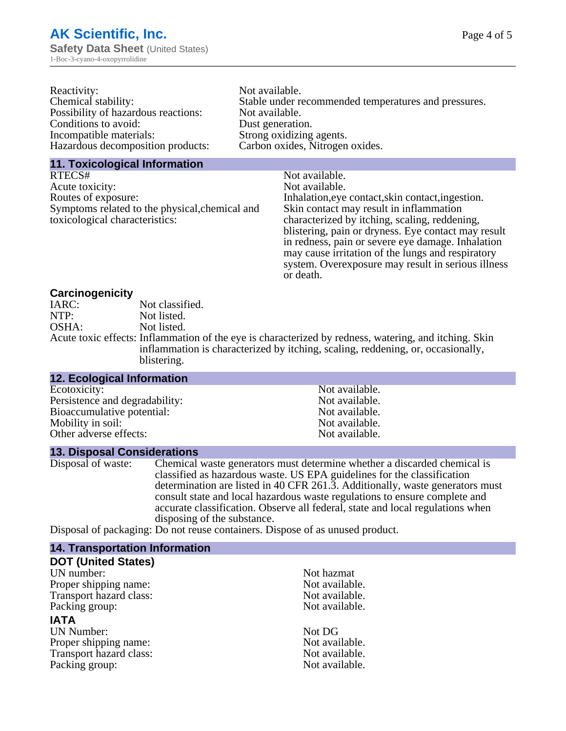Reactivity: Not available.
Chemical stability: Stable under recommended temperatures and pressures.
Possibility of hazardous reactions: Not available.
Conditions to avoid: Dust generation.
Incompatible materials: Strong oxidizing agents.
Hazardous decomposition products: Carbon oxides, Nitrogen oxides.

## 11. Toxicological Information

RTECS#: Not available.
Acute toxicity: Not available.
Routes of exposure: Inhalation,eye contact,skin contact,ingestion.
Symptoms related to the physical,chemical and toxicological characteristics: Skin contact may result in inflammation characterized by itching, scaling, reddening, blistering, pain or dryness. Eye contact may result in redness, pain or severe eye damage. Inhalation may cause irritation of the lungs and respiratory system. Overexposure may result in serious illness or death.

### Carcinogenicity

IARC: Not classified.
NTP: Not listed.
OSHA: Not listed.
Acute toxic effects: Inflammation of the eye is characterized by redness, watering, and itching. Skin inflammation is characterized by itching, scaling, reddening, or, occasionally, blistering.

## 12. Ecological Information

Ecotoxicity: Not available.
Persistence and degradability: Not available.
Bioaccumulative potential: Not available.
Mobility in soil: Not available.
Other adverse effects: Not available.

## 13. Disposal Considerations

Disposal of waste: Chemical waste generators must determine whether a discarded chemical is classified as hazardous waste. US EPA guidelines for the classification determination are listed in 40 CFR 261.3. Additionally, waste generators must consult state and local hazardous waste regulations to ensure complete and accurate classification. Observe all federal, state and local regulations when disposing of the substance.
Disposal of packaging: Do not reuse containers. Dispose of as unused product.

## 14. Transportation Information

### DOT (United States)

UN number: Not hazmat
Proper shipping name: Not available.
Transport hazard class: Not available.
Packing group: Not available.

### IATA

UN Number: Not DG
Proper shipping name: Not available.
Transport hazard class: Not available.
Packing group: Not available.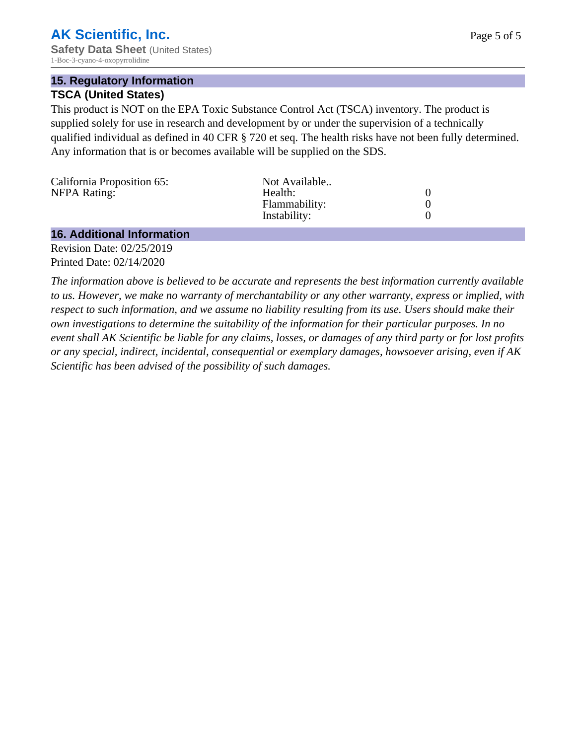## 15. Regulatory Information

### TSCA (United States)

This product is NOT on the EPA Toxic Substance Control Act (TSCA) inventory. The product is supplied solely for use in research and development by or under the supervision of a technically qualified individual as defined in 40 CFR § 720 et seq. The health risks have not been fully determined. Any information that is or becomes available will be supplied on the SDS.

| | | |
|---|---|---|
| California Proposition 65: | Not Available.. | |
| NFPA Rating: | Health: | 0 |
| | Flammability: | 0 |
| | Instability: | 0 |

## 16. Additional Information

Revision Date: 02/25/2019
Printed Date: 02/14/2020

*The information above is believed to be accurate and represents the best information currently available to us. However, we make no warranty of merchantability or any other warranty, express or implied, with respect to such information, and we assume no liability resulting from its use. Users should make their own investigations to determine the suitability of the information for their particular purposes. In no event shall AK Scientific be liable for any claims, losses, or damages of any third party or for lost profits or any special, indirect, incidental, consequential or exemplary damages, howsoever arising, even if AK Scientific has been advised of the possibility of such damages.*